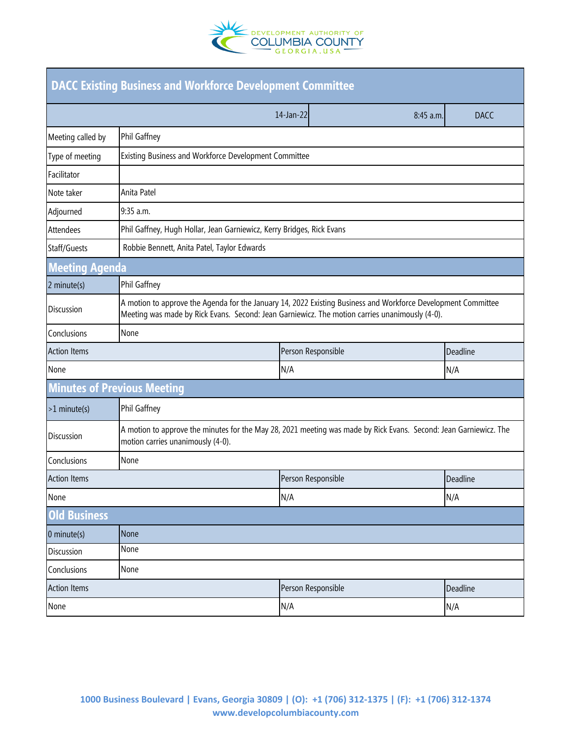# DACC Existing Business and Workforce Development Committee

| | 14-Jan-22 | 8:45 a.m. | DACC |
|---|---|---|---|

| | |
|---|---|
| Meeting called by | Phil Gaffney |
| Type of meeting | Existing Business and Workforce Development Committee |
| Facilitator | |
| Note taker | Anita Patel |
| Adjourned | 9:35 a.m. |
| Attendees | Phil Gaffney, Hugh Hollar, Jean Garniewicz, Kerry Bridges, Rick Evans |
| Staff/Guests | Robbie Bennett, Anita Patel, Taylor Edwards |

## Meeting Agenda

| | |
|---|---|
| 2 minute(s) | Phil Gaffney |
| Discussion | A motion to approve the Agenda for the January 14, 2022 Existing Business and Workforce Development Committee Meeting was made by Rick Evans. Second: Jean Garniewicz. The motion carries unanimously (4-0). |
| Conclusions | None |

| Action Items | Person Responsible | Deadline |
|---|---|---|
| None | N/A | N/A |

## Minutes of Previous Meeting

| | |
|---|---|
| >1 minute(s) | Phil Gaffney |
| Discussion | A motion to approve the minutes for the May 28, 2021 meeting was made by Rick Evans. Second: Jean Garniewicz. The motion carries unanimously (4-0). |
| Conclusions | None |

| Action Items | Person Responsible | Deadline |
|---|---|---|
| None | N/A | N/A |

## Old Business

| | |
|---|---|
| 0 minute(s) | None |
| Discussion | None |
| Conclusions | None |

| Action Items | Person Responsible | Deadline |
|---|---|---|
| None | N/A | N/A |

1000 Business Boulevard | Evans, Georgia 30809 | (O): +1 (706) 312-1375 | (F): +1 (706) 312-1374
www.developcolumbiacounty.com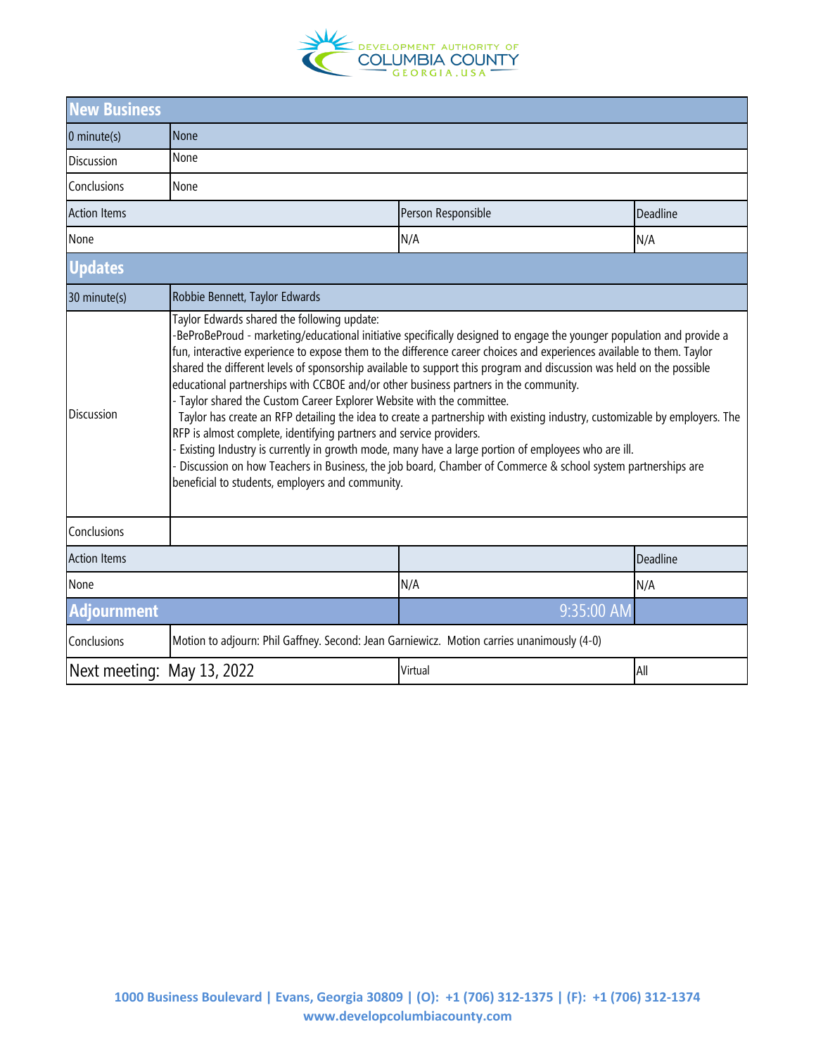| | | | |
|---|---|---|---|
| **New Business** | | | |
| 0 minute(s) | None | | |
| Discussion | None | | |
| Conclusions | None | | |
| Action Items | | Person Responsible | Deadline |
| None | | N/A | N/A |
| **Updates** | | | |
| 30 minute(s) | Robbie Bennett, Taylor Edwards | | |
| Discussion | Taylor Edwards shared the following update:<br>-BeProBeProud - marketing/educational initiative specifically designed to engage the younger population and provide a fun, interactive experience to expose them to the difference career choices and experiences available to them. Taylor shared the different levels of sponsorship available to support this program and discussion was held on the possible educational partnerships with CCBOE and/or other business partners in the community.<br>- Taylor shared the Custom Career Explorer Website with the committee.<br>Taylor has create an RFP detailing the idea to create a partnership with existing industry, customizable by employers. The RFP is almost complete, identifying partners and service providers.<br>- Existing Industry is currently in growth mode, many have a large portion of employees who are ill.<br>- Discussion on how Teachers in Business, the job board, Chamber of Commerce & school system partnerships are beneficial to students, employers and community. | | |
| Conclusions | | | |
| Action Items | | | Deadline |
| None | | N/A | N/A |
| **Adjournment** | | 9:35:00 AM | |
| Conclusions | Motion to adjourn: Phil Gaffney. Second: Jean Garniewicz. Motion carries unanimously (4-0) | | |
| Next meeting: | May 13, 2022 | Virtual | All |

1000 Business Boulevard | Evans, Georgia 30809 | (O): +1 (706) 312-1375 | (F): +1 (706) 312-1374
www.developcolumbiacounty.com